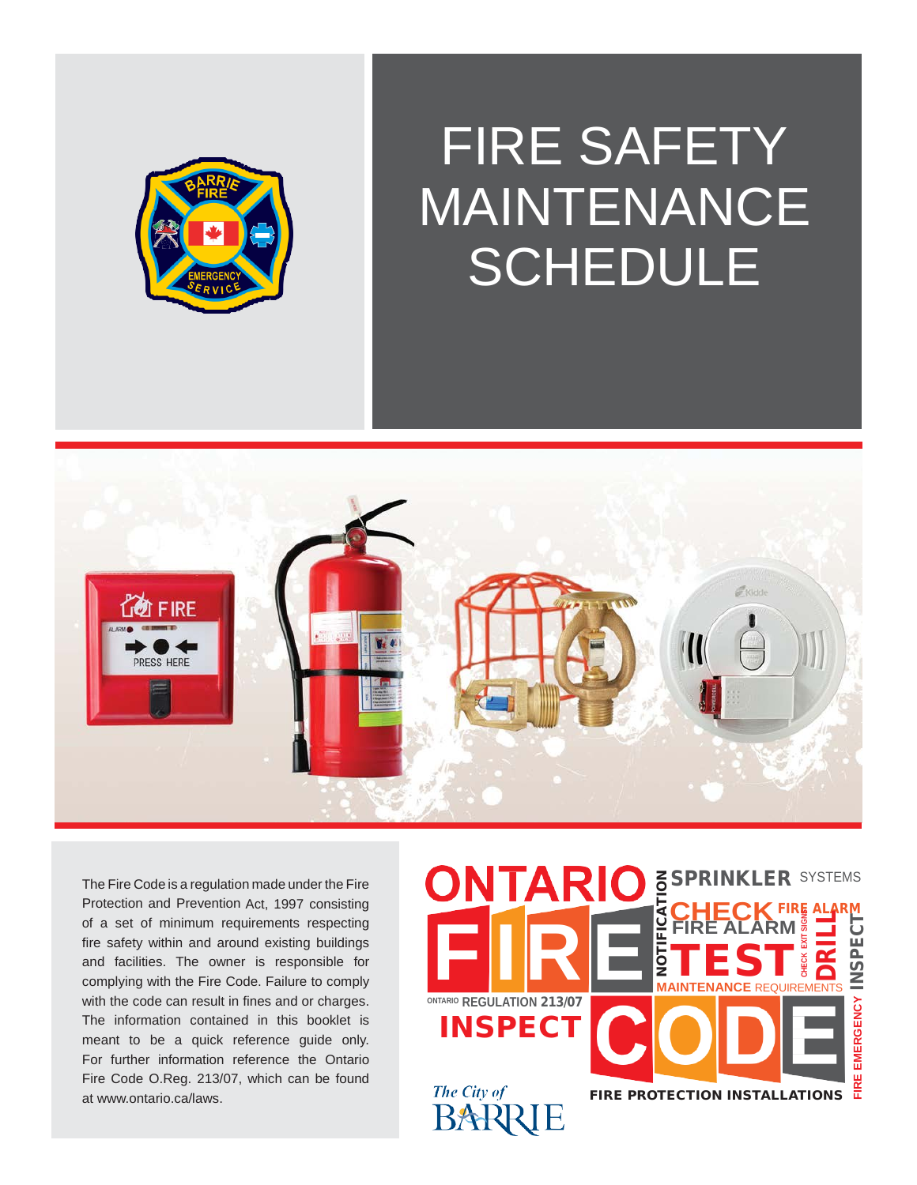# FIRE SAFETY MAINTENANCE SCHEDULE

The Fire Code is a regulation made under the Fire Protection and Prevention Act, 1997 consisting of a set of minimum requirements respecting fire safety within and around existing buildings and facilities. The owner is responsible for complying with the Fire Code. Failure to comply with the code can result in fines and or charges. The information contained in this booklet is meant to be a quick reference guide only. For further information reference the Ontario Fire Code O.Reg. 213/07, which can be found at www.ontario.ca/laws.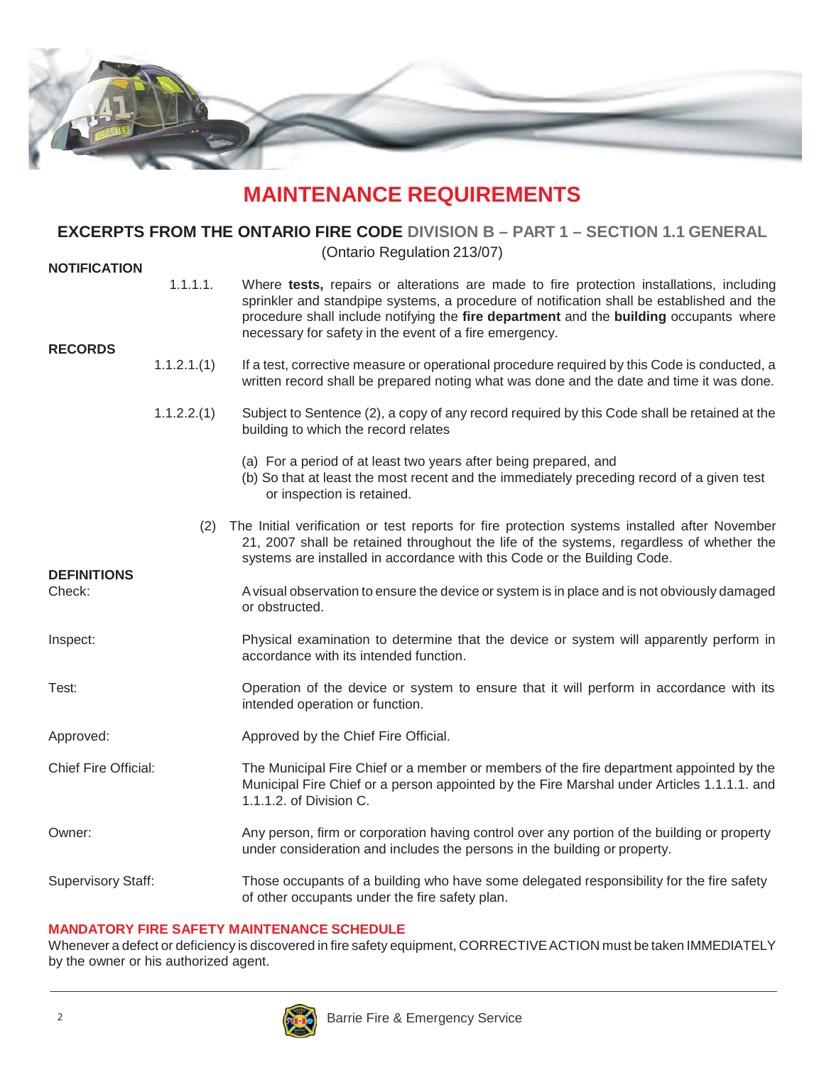# MAINTENANCE REQUIREMENTS

## EXCERPTS FROM THE ONTARIO FIRE CODE DIVISION B – PART 1 – SECTION 1.1 GENERAL

(Ontario Regulation 213/07)

### NOTIFICATION

1.1.1.1. Where **tests,** repairs or alterations are made to fire protection installations, including sprinkler and standpipe systems, a procedure of notification shall be established and the procedure shall include notifying the **fire department** and the **building** occupants where necessary for safety in the event of a fire emergency.

### RECORDS

1.1.2.1.(1) If a test, corrective measure or operational procedure required by this Code is conducted, a written record shall be prepared noting what was done and the date and time it was done.

1.1.2.2.(1) Subject to Sentence (2), a copy of any record required by this Code shall be retained at the building to which the record relates

(a) For a period of at least two years after being prepared, and
(b) So that at least the most recent and the immediately preceding record of a given test or inspection is retained.

(2) The Initial verification or test reports for fire protection systems installed after November 21, 2007 shall be retained throughout the life of the systems, regardless of whether the systems are installed in accordance with this Code or the Building Code.

### DEFINITIONS

Check: A visual observation to ensure the device or system is in place and is not obviously damaged or obstructed.

Inspect: Physical examination to determine that the device or system will apparently perform in accordance with its intended function.

Test: Operation of the device or system to ensure that it will perform in accordance with its intended operation or function.

Approved: Approved by the Chief Fire Official.

Chief Fire Official: The Municipal Fire Chief or a member or members of the fire department appointed by the Municipal Fire Chief or a person appointed by the Fire Marshal under Articles 1.1.1.1. and 1.1.1.2. of Division C.

Owner: Any person, firm or corporation having control over any portion of the building or property under consideration and includes the persons in the building or property.

Supervisory Staff: Those occupants of a building who have some delegated responsibility for the fire safety of other occupants under the fire safety plan.

### MANDATORY FIRE SAFETY MAINTENANCE SCHEDULE

Whenever a defect or deficiency is discovered in fire safety equipment, CORRECTIVE ACTION must be taken IMMEDIATELY by the owner or his authorized agent.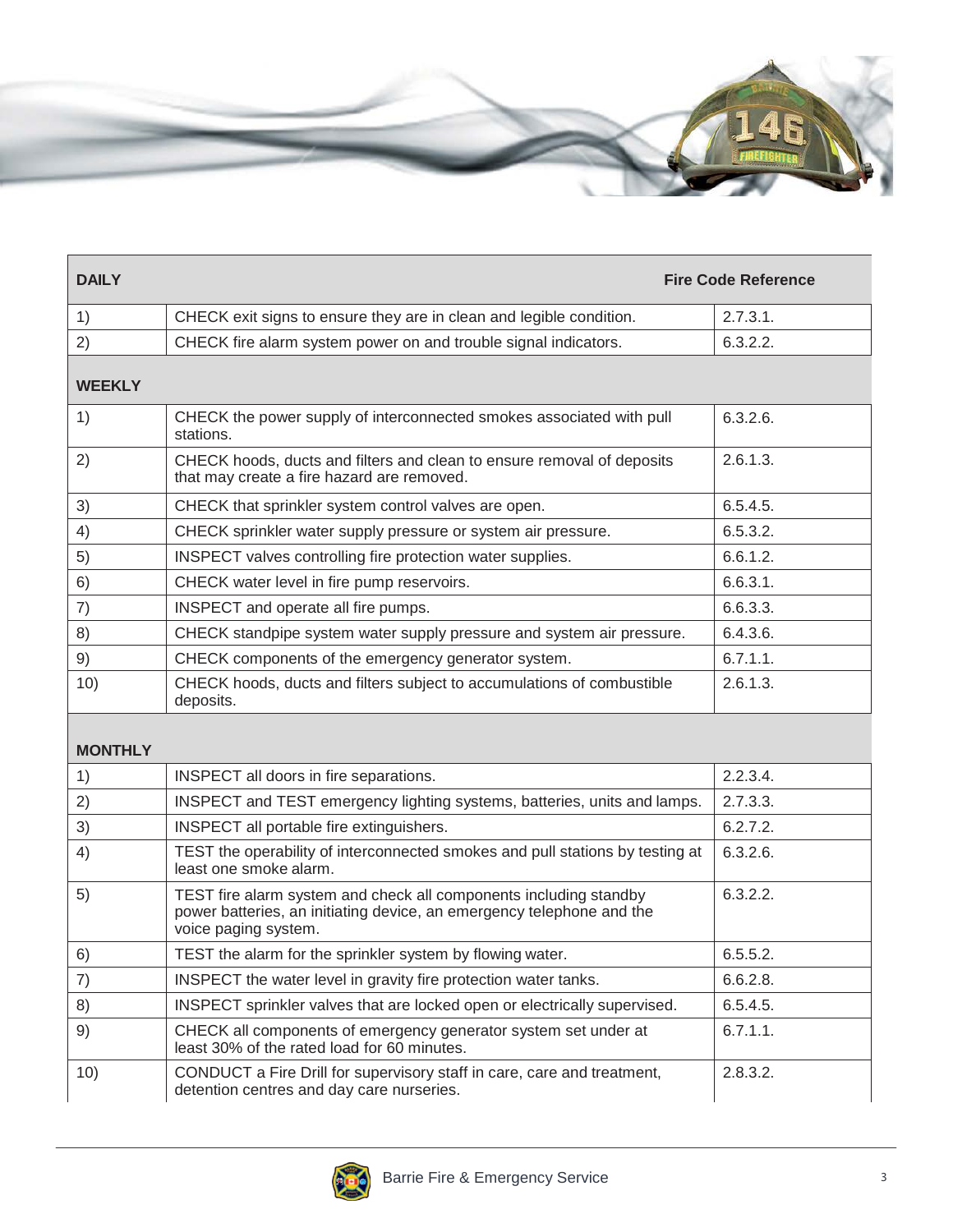| DAILY | | Fire Code Reference |
|---|---|---|
| 1) | CHECK exit signs to ensure they are in clean and legible condition. | 2.7.3.1. |
| 2) | CHECK fire alarm system power on and trouble signal indicators. | 6.3.2.2. |
| **WEEKLY** | | |
| 1) | CHECK the power supply of interconnected smokes associated with pull stations. | 6.3.2.6. |
| 2) | CHECK hoods, ducts and filters and clean to ensure removal of deposits that may create a fire hazard are removed. | 2.6.1.3. |
| 3) | CHECK that sprinkler system control valves are open. | 6.5.4.5. |
| 4) | CHECK sprinkler water supply pressure or system air pressure. | 6.5.3.2. |
| 5) | INSPECT valves controlling fire protection water supplies. | 6.6.1.2. |
| 6) | CHECK water level in fire pump reservoirs. | 6.6.3.1. |
| 7) | INSPECT and operate all fire pumps. | 6.6.3.3. |
| 8) | CHECK standpipe system water supply pressure and system air pressure. | 6.4.3.6. |
| 9) | CHECK components of the emergency generator system. | 6.7.1.1. |
| 10) | CHECK hoods, ducts and filters subject to accumulations of combustible deposits. | 2.6.1.3. |
| **MONTHLY** | | |
| 1) | INSPECT all doors in fire separations. | 2.2.3.4. |
| 2) | INSPECT and TEST emergency lighting systems, batteries, units and lamps. | 2.7.3.3. |
| 3) | INSPECT all portable fire extinguishers. | 6.2.7.2. |
| 4) | TEST the operability of interconnected smokes and pull stations by testing at least one smoke alarm. | 6.3.2.6. |
| 5) | TEST fire alarm system and check all components including standby power batteries, an initiating device, an emergency telephone and the voice paging system. | 6.3.2.2. |
| 6) | TEST the alarm for the sprinkler system by flowing water. | 6.5.5.2. |
| 7) | INSPECT the water level in gravity fire protection water tanks. | 6.6.2.8. |
| 8) | INSPECT sprinkler valves that are locked open or electrically supervised. | 6.5.4.5. |
| 9) | CHECK all components of emergency generator system set under at least 30% of the rated load for 60 minutes. | 6.7.1.1. |
| 10) | CONDUCT a Fire Drill for supervisory staff in care, care and treatment, detention centres and day care nurseries. | 2.8.3.2. |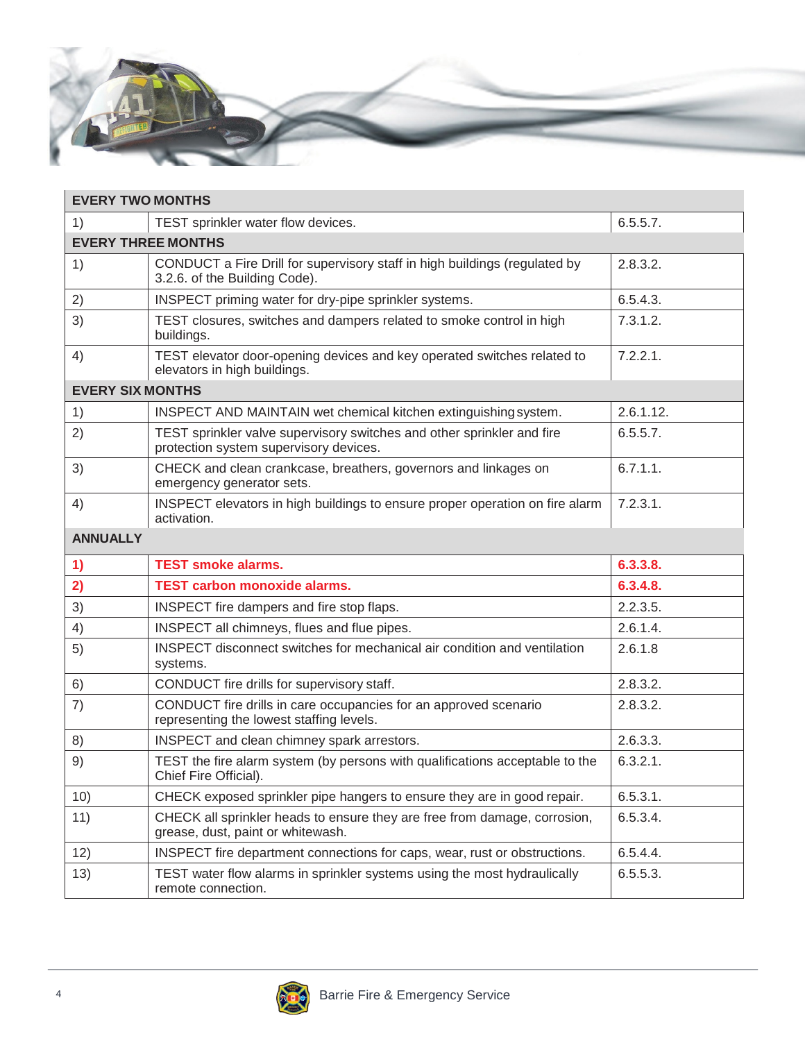| EVERY TWO MONTHS | | |
|---|---|---|
| 1) | TEST sprinkler water flow devices. | 6.5.5.7. |
| **EVERY THREE MONTHS** | | |
| 1) | CONDUCT a Fire Drill for supervisory staff in high buildings (regulated by 3.2.6. of the Building Code). | 2.8.3.2. |
| 2) | INSPECT priming water for dry-pipe sprinkler systems. | 6.5.4.3. |
| 3) | TEST closures, switches and dampers related to smoke control in high buildings. | 7.3.1.2. |
| 4) | TEST elevator door-opening devices and key operated switches related to elevators in high buildings. | 7.2.2.1. |
| **EVERY SIX MONTHS** | | |
| 1) | INSPECT AND MAINTAIN wet chemical kitchen extinguishing system. | 2.6.1.12. |
| 2) | TEST sprinkler valve supervisory switches and other sprinkler and fire protection system supervisory devices. | 6.5.5.7. |
| 3) | CHECK and clean crankcase, breathers, governors and linkages on emergency generator sets. | 6.7.1.1. |
| 4) | INSPECT elevators in high buildings to ensure proper operation on fire alarm activation. | 7.2.3.1. |
| **ANNUALLY** | | |
| **1)** | **TEST smoke alarms.** | **6.3.3.8.** |
| **2)** | **TEST carbon monoxide alarms.** | **6.3.4.8.** |
| 3) | INSPECT fire dampers and fire stop flaps. | 2.2.3.5. |
| 4) | INSPECT all chimneys, flues and flue pipes. | 2.6.1.4. |
| 5) | INSPECT disconnect switches for mechanical air condition and ventilation systems. | 2.6.1.8 |
| 6) | CONDUCT fire drills for supervisory staff. | 2.8.3.2. |
| 7) | CONDUCT fire drills in care occupancies for an approved scenario representing the lowest staffing levels. | 2.8.3.2. |
| 8) | INSPECT and clean chimney spark arrestors. | 2.6.3.3. |
| 9) | TEST the fire alarm system (by persons with qualifications acceptable to the Chief Fire Official). | 6.3.2.1. |
| 10) | CHECK exposed sprinkler pipe hangers to ensure they are in good repair. | 6.5.3.1. |
| 11) | CHECK all sprinkler heads to ensure they are free from damage, corrosion, grease, dust, paint or whitewash. | 6.5.3.4. |
| 12) | INSPECT fire department connections for caps, wear, rust or obstructions. | 6.5.4.4. |
| 13) | TEST water flow alarms in sprinkler systems using the most hydraulically remote connection. | 6.5.5.3. |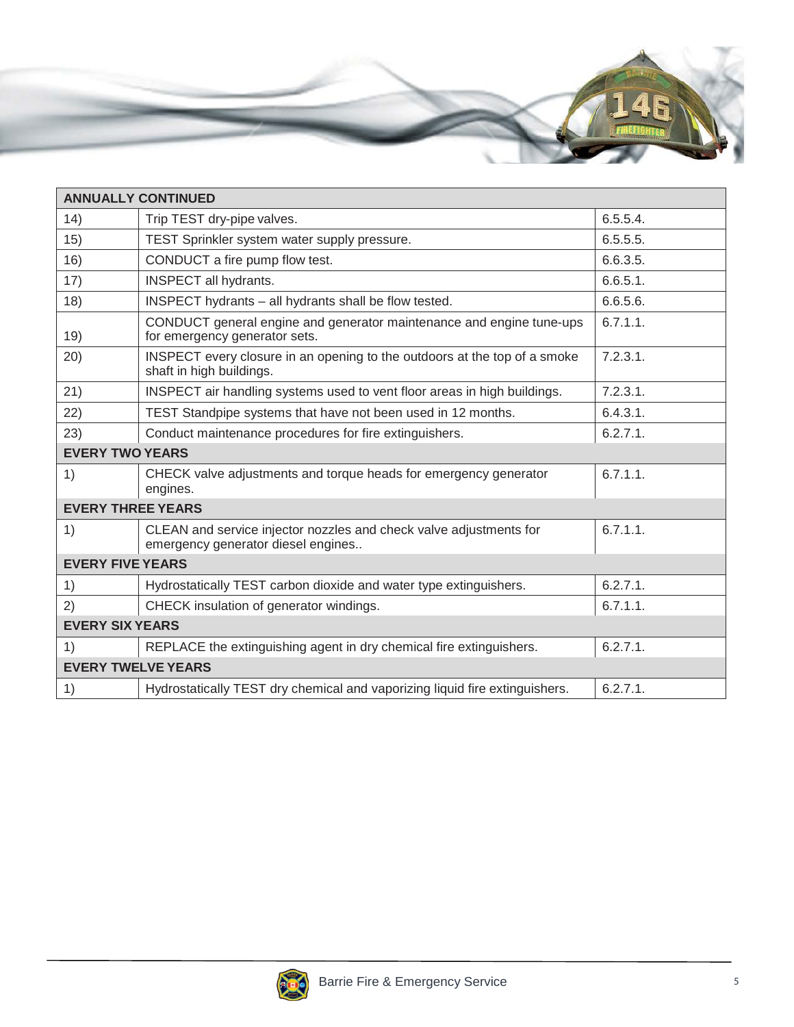| ANNUALLY CONTINUED | | |
|---|---|---|
| 14) | Trip TEST dry-pipe valves. | 6.5.5.4. |
| 15) | TEST Sprinkler system water supply pressure. | 6.5.5.5. |
| 16) | CONDUCT a fire pump flow test. | 6.6.3.5. |
| 17) | INSPECT all hydrants. | 6.6.5.1. |
| 18) | INSPECT hydrants – all hydrants shall be flow tested. | 6.6.5.6. |
| 19) | CONDUCT general engine and generator maintenance and engine tune-ups for emergency generator sets. | 6.7.1.1. |
| 20) | INSPECT every closure in an opening to the outdoors at the top of a smoke shaft in high buildings. | 7.2.3.1. |
| 21) | INSPECT air handling systems used to vent floor areas in high buildings. | 7.2.3.1. |
| 22) | TEST Standpipe systems that have not been used in 12 months. | 6.4.3.1. |
| 23) | Conduct maintenance procedures for fire extinguishers. | 6.2.7.1. |
| **EVERY TWO YEARS** | | |
| 1) | CHECK valve adjustments and torque heads for emergency generator engines. | 6.7.1.1. |
| **EVERY THREE YEARS** | | |
| 1) | CLEAN and service injector nozzles and check valve adjustments for emergency generator diesel engines.. | 6.7.1.1. |
| **EVERY FIVE YEARS** | | |
| 1) | Hydrostatically TEST carbon dioxide and water type extinguishers. | 6.2.7.1. |
| 2) | CHECK insulation of generator windings. | 6.7.1.1. |
| **EVERY SIX YEARS** | | |
| 1) | REPLACE the extinguishing agent in dry chemical fire extinguishers. | 6.2.7.1. |
| **EVERY TWELVE YEARS** | | |
| 1) | Hydrostatically TEST dry chemical and vaporizing liquid fire extinguishers. | 6.2.7.1. |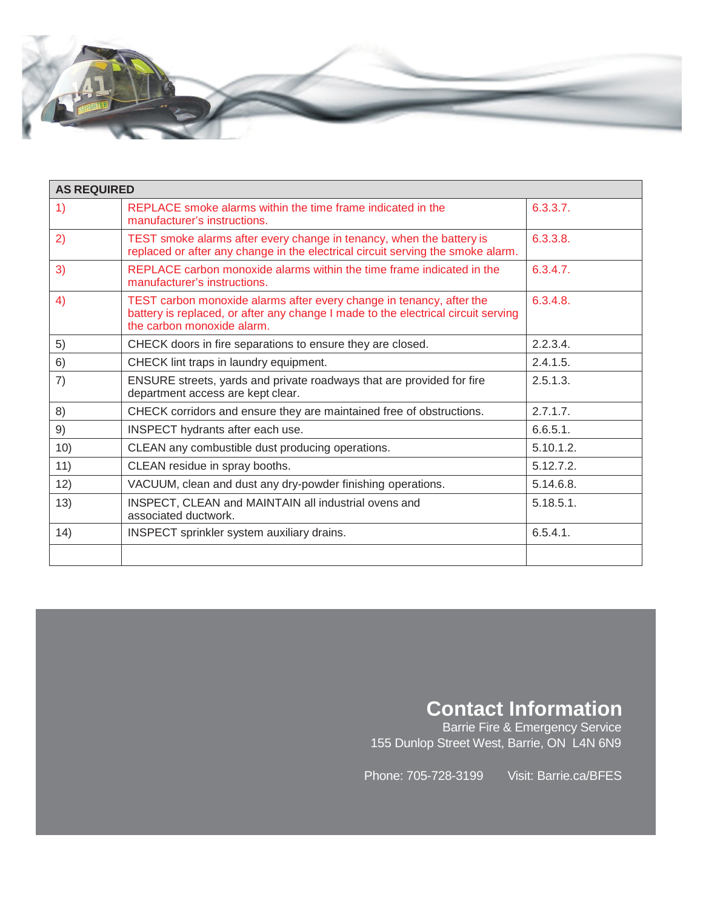| AS REQUIRED | | |
|---|---|---|
| 1) | REPLACE smoke alarms within the time frame indicated in the manufacturer's instructions. | 6.3.3.7. |
| 2) | TEST smoke alarms after every change in tenancy, when the battery is replaced or after any change in the electrical circuit serving the smoke alarm. | 6.3.3.8. |
| 3) | REPLACE carbon monoxide alarms within the time frame indicated in the manufacturer's instructions. | 6.3.4.7. |
| 4) | TEST carbon monoxide alarms after every change in tenancy, after the battery is replaced, or after any change I made to the electrical circuit serving the carbon monoxide alarm. | 6.3.4.8. |
| 5) | CHECK doors in fire separations to ensure they are closed. | 2.2.3.4. |
| 6) | CHECK lint traps in laundry equipment. | 2.4.1.5. |
| 7) | ENSURE streets, yards and private roadways that are provided for fire department access are kept clear. | 2.5.1.3. |
| 8) | CHECK corridors and ensure they are maintained free of obstructions. | 2.7.1.7. |
| 9) | INSPECT hydrants after each use. | 6.6.5.1. |
| 10) | CLEAN any combustible dust producing operations. | 5.10.1.2. |
| 11) | CLEAN residue in spray booths. | 5.12.7.2. |
| 12) | VACUUM, clean and dust any dry-powder finishing operations. | 5.14.6.8. |
| 13) | INSPECT, CLEAN and MAINTAIN all industrial ovens and associated ductwork. | 5.18.5.1. |
| 14) | INSPECT sprinkler system auxiliary drains. | 6.5.4.1. |
| | | |

## Contact Information

Barrie Fire & Emergency Service
155 Dunlop Street West, Barrie, ON L4N 6N9

Phone: 705-728-3199 Visit: Barrie.ca/BFES